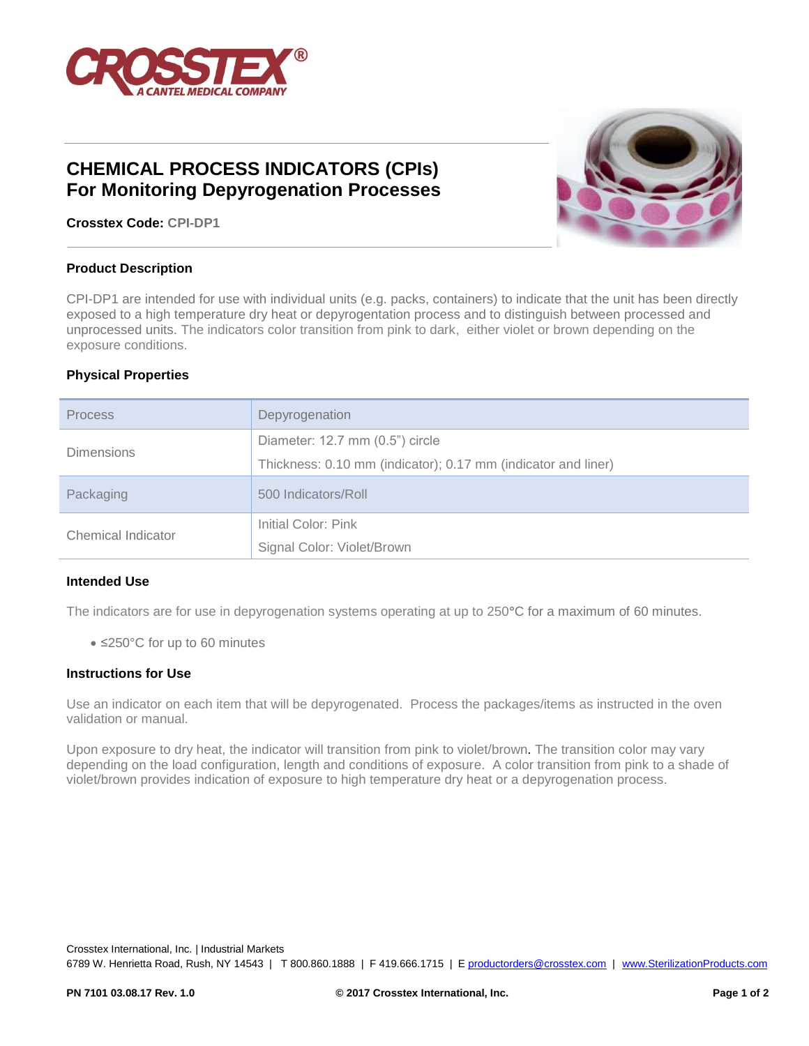CROSSTEX®
A CANTEL MEDICAL COMPANY

# CHEMICAL PROCESS INDICATORS (CPIs)
# For Monitoring Depyrogenation Processes

**Crosstex Code:** CPI-DP1

## Product Description

CPI-DP1 are intended for use with individual units (e.g. packs, containers) to indicate that the unit has been directly exposed to a high temperature dry heat or depyrogentation process and to distinguish between processed and unprocessed units. The indicators color transition from pink to dark, either violet or brown depending on the exposure conditions.

## Physical Properties

| Process | Depyrogenation |
|---|---|
| Dimensions | Diameter: 12.7 mm (0.5") circle<br>Thickness: 0.10 mm (indicator); 0.17 mm (indicator and liner) |
| Packaging | 500 Indicators/Roll |
| Chemical Indicator | Initial Color: Pink<br>Signal Color: Violet/Brown |

## Intended Use

The indicators are for use in depyrogenation systems operating at up to 250°C for a maximum of 60 minutes.

- ≤250°C for up to 60 minutes

## Instructions for Use

Use an indicator on each item that will be depyrogenated. Process the packages/items as instructed in the oven validation or manual.

Upon exposure to dry heat, the indicator will transition from pink to violet/brown. The transition color may vary depending on the load configuration, length and conditions of exposure. A color transition from pink to a shade of violet/brown provides indication of exposure to high temperature dry heat or a depyrogenation process.

Crosstex International, Inc. | Industrial Markets
6789 W. Henrietta Road, Rush, NY 14543 | T 800.860.1888 | F 419.666.1715 | E productorders@crosstex.com | www.SterilizationProducts.com

PN 7101 03.08.17 Rev. 1.0 © 2017 Crosstex International, Inc.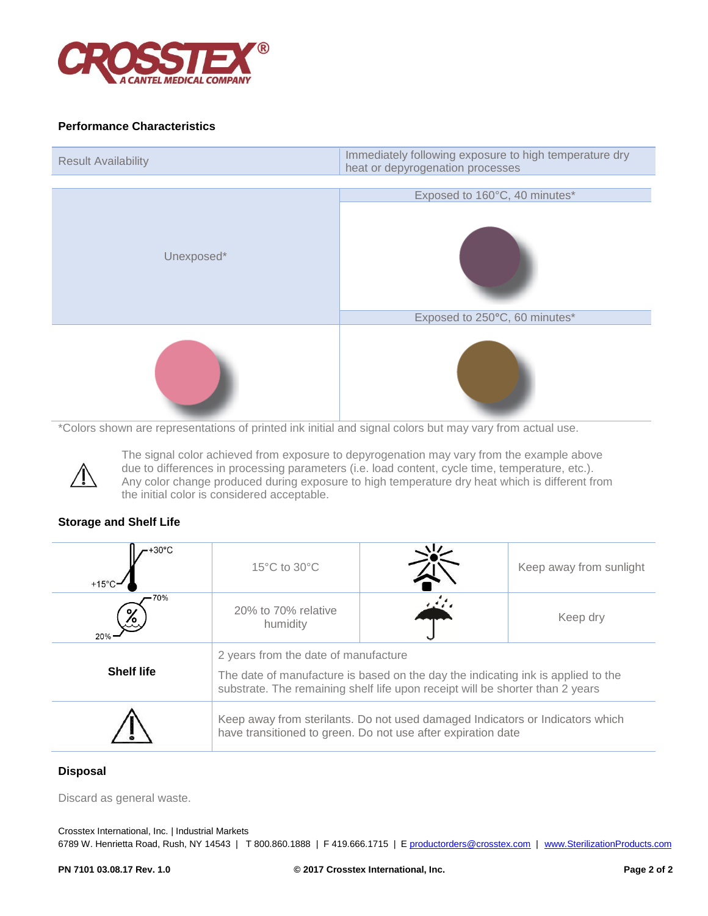### Performance Characteristics

| | |
|---|---|
| Result Availability | Immediately following exposure to high temperature dry heat or depyrogenation processes |
| Unexposed* | Exposed to 160°C, 40 minutes* |
| | Exposed to 250°C, 60 minutes* |

*Colors shown are representations of printed ink initial and signal colors but may vary from actual use.

⚠ The signal color achieved from exposure to depyrogenation may vary from the example above due to differences in processing parameters (i.e. load content, cycle time, temperature, etc.). Any color change produced during exposure to high temperature dry heat which is different from the initial color is considered acceptable.

### Storage and Shelf Life

| | | | |
|---|---|---|---|
| +15°C / +30°C | 15°C to 30°C | | Keep away from sunlight |
| 20% / 70% | 20% to 70% relative humidity | | Keep dry |
| **Shelf life** | 2 years from the date of manufacture<br>The date of manufacture is based on the day the indicating ink is applied to the substrate. The remaining shelf life upon receipt will be shorter than 2 years | | |
| ⚠ | Keep away from sterilants. Do not used damaged Indicators or Indicators which have transitioned to green. Do not use after expiration date | | |

### Disposal

Discard as general waste.

Crosstex International, Inc. | Industrial Markets
6789 W. Henrietta Road, Rush, NY 14543 | T 800.860.1888 | F 419.666.1715 | E productorders@crosstex.com | www.SterilizationProducts.com

PN 7101 03.08.17 Rev. 1.0 © 2017 Crosstex International, Inc.